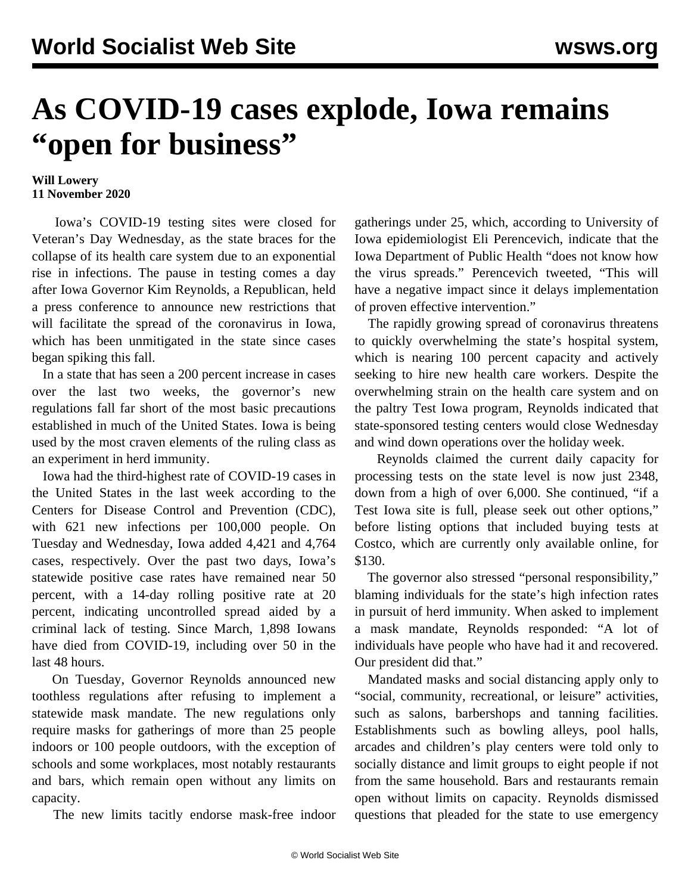# As COVID-19 cases explode, Iowa remains "open for business"

**Will Lowery**
**11 November 2020**

Iowa's COVID-19 testing sites were closed for Veteran's Day Wednesday, as the state braces for the collapse of its health care system due to an exponential rise in infections. The pause in testing comes a day after Iowa Governor Kim Reynolds, a Republican, held a press conference to announce new restrictions that will facilitate the spread of the coronavirus in Iowa, which has been unmitigated in the state since cases began spiking this fall.

In a state that has seen a 200 percent increase in cases over the last two weeks, the governor's new regulations fall far short of the most basic precautions established in much of the United States. Iowa is being used by the most craven elements of the ruling class as an experiment in herd immunity.

Iowa had the third-highest rate of COVID-19 cases in the United States in the last week according to the Centers for Disease Control and Prevention (CDC), with 621 new infections per 100,000 people. On Tuesday and Wednesday, Iowa added 4,421 and 4,764 cases, respectively. Over the past two days, Iowa's statewide positive case rates have remained near 50 percent, with a 14-day rolling positive rate at 20 percent, indicating uncontrolled spread aided by a criminal lack of testing. Since March, 1,898 Iowans have died from COVID-19, including over 50 in the last 48 hours.

On Tuesday, Governor Reynolds announced new toothless regulations after refusing to implement a statewide mask mandate. The new regulations only require masks for gatherings of more than 25 people indoors or 100 people outdoors, with the exception of schools and some workplaces, most notably restaurants and bars, which remain open without any limits on capacity.

The new limits tacitly endorse mask-free indoor gatherings under 25, which, according to University of Iowa epidemiologist Eli Perencevich, indicate that the Iowa Department of Public Health "does not know how the virus spreads." Perencevich tweeted, "This will have a negative impact since it delays implementation of proven effective intervention."

The rapidly growing spread of coronavirus threatens to quickly overwhelming the state's hospital system, which is nearing 100 percent capacity and actively seeking to hire new health care workers. Despite the overwhelming strain on the health care system and on the paltry Test Iowa program, Reynolds indicated that state-sponsored testing centers would close Wednesday and wind down operations over the holiday week.

Reynolds claimed the current daily capacity for processing tests on the state level is now just 2348, down from a high of over 6,000. She continued, "if a Test Iowa site is full, please seek out other options," before listing options that included buying tests at Costco, which are currently only available online, for $130.

The governor also stressed "personal responsibility," blaming individuals for the state's high infection rates in pursuit of herd immunity. When asked to implement a mask mandate, Reynolds responded: "A lot of individuals have people who have had it and recovered. Our president did that."

Mandated masks and social distancing apply only to "social, community, recreational, or leisure" activities, such as salons, barbershops and tanning facilities. Establishments such as bowling alleys, pool halls, arcades and children's play centers were told only to socially distance and limit groups to eight people if not from the same household. Bars and restaurants remain open without limits on capacity. Reynolds dismissed questions that pleaded for the state to use emergency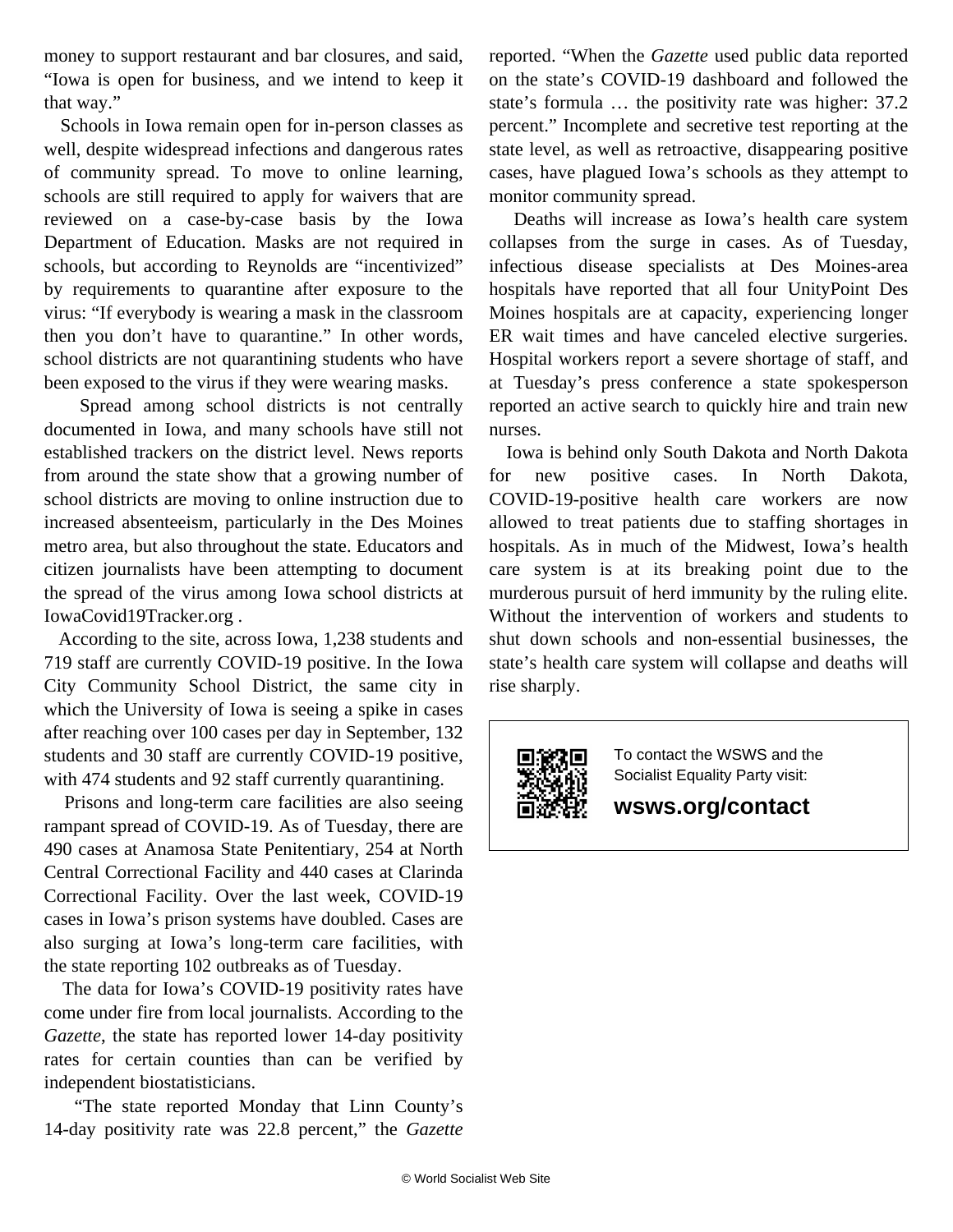money to support restaurant and bar closures, and said, "Iowa is open for business, and we intend to keep it that way."

Schools in Iowa remain open for in-person classes as well, despite widespread infections and dangerous rates of community spread. To move to online learning, schools are still required to apply for waivers that are reviewed on a case-by-case basis by the Iowa Department of Education. Masks are not required in schools, but according to Reynolds are "incentivized" by requirements to quarantine after exposure to the virus: "If everybody is wearing a mask in the classroom then you don't have to quarantine." In other words, school districts are not quarantining students who have been exposed to the virus if they were wearing masks.

Spread among school districts is not centrally documented in Iowa, and many schools have still not established trackers on the district level. News reports from around the state show that a growing number of school districts are moving to online instruction due to increased absenteeism, particularly in the Des Moines metro area, but also throughout the state. Educators and citizen journalists have been attempting to document the spread of the virus among Iowa school districts at IowaCovid19Tracker.org .

According to the site, across Iowa, 1,238 students and 719 staff are currently COVID-19 positive. In the Iowa City Community School District, the same city in which the University of Iowa is seeing a spike in cases after reaching over 100 cases per day in September, 132 students and 30 staff are currently COVID-19 positive, with 474 students and 92 staff currently quarantining.

Prisons and long-term care facilities are also seeing rampant spread of COVID-19. As of Tuesday, there are 490 cases at Anamosa State Penitentiary, 254 at North Central Correctional Facility and 440 cases at Clarinda Correctional Facility. Over the last week, COVID-19 cases in Iowa's prison systems have doubled. Cases are also surging at Iowa's long-term care facilities, with the state reporting 102 outbreaks as of Tuesday.

The data for Iowa's COVID-19 positivity rates have come under fire from local journalists. According to the *Gazette*, the state has reported lower 14-day positivity rates for certain counties than can be verified by independent biostatisticians.

"The state reported Monday that Linn County's 14-day positivity rate was 22.8 percent," the *Gazette* reported. "When the *Gazette* used public data reported on the state's COVID-19 dashboard and followed the state's formula … the positivity rate was higher: 37.2 percent." Incomplete and secretive test reporting at the state level, as well as retroactive, disappearing positive cases, have plagued Iowa's schools as they attempt to monitor community spread.

Deaths will increase as Iowa's health care system collapses from the surge in cases. As of Tuesday, infectious disease specialists at Des Moines-area hospitals have reported that all four UnityPoint Des Moines hospitals are at capacity, experiencing longer ER wait times and have canceled elective surgeries. Hospital workers report a severe shortage of staff, and at Tuesday's press conference a state spokesperson reported an active search to quickly hire and train new nurses.

Iowa is behind only South Dakota and North Dakota for new positive cases. In North Dakota, COVID-19-positive health care workers are now allowed to treat patients due to staffing shortages in hospitals. As in much of the Midwest, Iowa's health care system is at its breaking point due to the murderous pursuit of herd immunity by the ruling elite. Without the intervention of workers and students to shut down schools and non-essential businesses, the state's health care system will collapse and deaths will rise sharply.

To contact the WSWS and the Socialist Equality Party visit:

**wsws.org/contact**